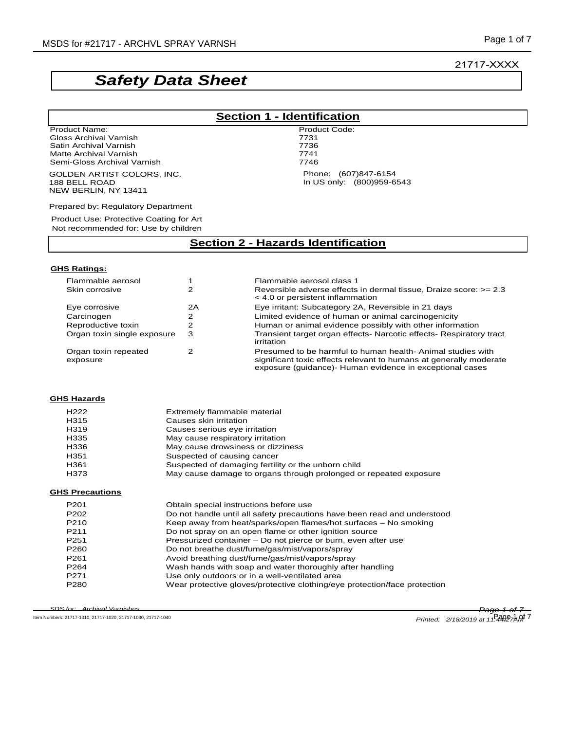21717-XXXX

# Safety Data Sheet

## Section 1 - Identification

| Product Name: | Product Code: |
|---|---|
| Gloss Archival Varnish | 7731 |
| Satin Archival Varnish | 7736 |
| Matte Archival Varnish | 7741 |
| Semi-Gloss Archival Varnish | 7746 |

GOLDEN ARTIST COLORS, INC.
188 BELL ROAD
NEW BERLIN, NY 13411

Phone: (607)847-6154
In US only: (800)959-6543

Prepared by: Regulatory Department

Product Use: Protective Coating for Art
Not recommended for: Use by children

## Section 2 - Hazards Identification

**GHS Ratings:**

| | | |
|---|---|---|
| Flammable aerosol | 1 | Flammable aerosol class 1 |
| Skin corrosive | 2 | Reversible adverse effects in dermal tissue, Draize score: >= 2.3 < 4.0 or persistent inflammation |
| Eye corrosive | 2A | Eye irritant: Subcategory 2A, Reversible in 21 days |
| Carcinogen | 2 | Limited evidence of human or animal carcinogenicity |
| Reproductive toxin | 2 | Human or animal evidence possibly with other information |
| Organ toxin single exposure | 3 | Transient target organ effects- Narcotic effects- Respiratory tract irritation |
| Organ toxin repeated exposure | 2 | Presumed to be harmful to human health- Animal studies with significant toxic effects relevant to humans at generally moderate exposure (guidance)- Human evidence in exceptional cases |

**GHS Hazards**

| | |
|---|---|
| H222 | Extremely flammable material |
| H315 | Causes skin irritation |
| H319 | Causes serious eye irritation |
| H335 | May cause respiratory irritation |
| H336 | May cause drowsiness or dizziness |
| H351 | Suspected of causing cancer |
| H361 | Suspected of damaging fertility or the unborn child |
| H373 | May cause damage to organs through prolonged or repeated exposure |

**GHS Precautions**

| | |
|---|---|
| P201 | Obtain special instructions before use |
| P202 | Do not handle until all safety precautions have been read and understood |
| P210 | Keep away from heat/sparks/open flames/hot surfaces – No smoking |
| P211 | Do not spray on an open flame or other ignition source |
| P251 | Pressurized container – Do not pierce or burn, even after use |
| P260 | Do not breathe dust/fume/gas/mist/vapors/spray |
| P261 | Avoid breathing dust/fume/gas/mist/vapors/spray |
| P264 | Wash hands with soap and water thoroughly after handling |
| P271 | Use only outdoors or in a well-ventilated area |
| P280 | Wear protective gloves/protective clothing/eye protection/face protection |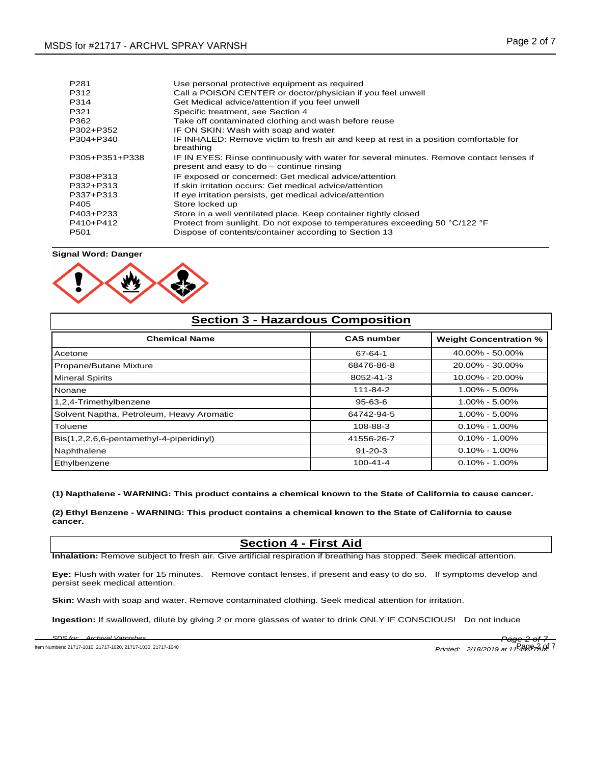| | |
|---|---|
| P281 | Use personal protective equipment as required |
| P312 | Call a POISON CENTER or doctor/physician if you feel unwell |
| P314 | Get Medical advice/attention if you feel unwell |
| P321 | Specific treatment, see Section 4 |
| P362 | Take off contaminated clothing and wash before reuse |
| P302+P352 | IF ON SKIN: Wash with soap and water |
| P304+P340 | IF INHALED: Remove victim to fresh air and keep at rest in a position comfortable for breathing |
| P305+P351+P338 | IF IN EYES: Rinse continuously with water for several minutes. Remove contact lenses if present and easy to do – continue rinsing |
| P308+P313 | IF exposed or concerned: Get medical advice/attention |
| P332+P313 | If skin irritation occurs: Get medical advice/attention |
| P337+P313 | If eye irritation persists, get medical advice/attention |
| P405 | Store locked up |
| P403+P233 | Store in a well ventilated place. Keep container tightly closed |
| P410+P412 | Protect from sunlight. Do not expose to temperatures exceeding 50 °C/122 °F |
| P501 | Dispose of contents/container according to Section 13 |

**Signal Word: Danger**

## Section 3 - Hazardous Composition

| Chemical Name | CAS number | Weight Concentration % |
|---|---|---|
| Acetone | 67-64-1 | 40.00% - 50.00% |
| Propane/Butane Mixture | 68476-86-8 | 20.00% - 30.00% |
| Mineral Spirits | 8052-41-3 | 10.00% - 20.00% |
| Nonane | 111-84-2 | 1.00% - 5.00% |
| 1,2,4-Trimethylbenzene | 95-63-6 | 1.00% - 5.00% |
| Solvent Naptha, Petroleum, Heavy Aromatic | 64742-94-5 | 1.00% - 5.00% |
| Toluene | 108-88-3 | 0.10% - 1.00% |
| Bis(1,2,2,6,6-pentamethyl-4-piperidinyl) | 41556-26-7 | 0.10% - 1.00% |
| Naphthalene | 91-20-3 | 0.10% - 1.00% |
| Ethylbenzene | 100-41-4 | 0.10% - 1.00% |

**(1) Napthalene - WARNING: This product contains a chemical known to the State of California to cause cancer.**

**(2) Ethyl Benzene - WARNING: This product contains a chemical known to the State of California to cause cancer.**

## Section 4 - First Aid

**Inhalation:** Remove subject to fresh air. Give artificial respiration if breathing has stopped. Seek medical attention.

**Eye:** Flush with water for 15 minutes. Remove contact lenses, if present and easy to do so. If symptoms develop and persist seek medical attention.

**Skin:** Wash with soap and water. Remove contaminated clothing. Seek medical attention for irritation.

**Ingestion:** If swallowed, dilute by giving 2 or more glasses of water to drink ONLY IF CONSCIOUS! Do not induce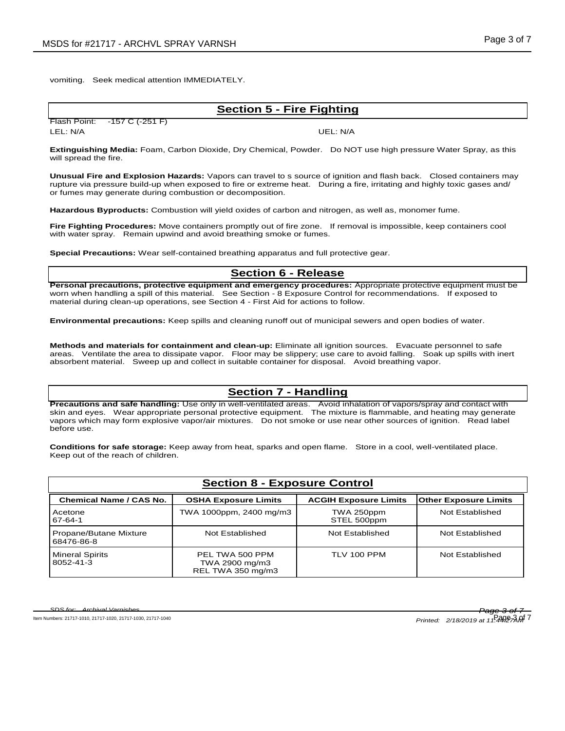vomiting. Seek medical attention IMMEDIATELY.

## Section 5 - Fire Fighting

Flash Point: -157 C (-251 F)

LEL: N/A

UEL: N/A

**Extinguishing Media:** Foam, Carbon Dioxide, Dry Chemical, Powder. Do NOT use high pressure Water Spray, as this will spread the fire.

**Unusual Fire and Explosion Hazards:** Vapors can travel to s source of ignition and flash back. Closed containers may rupture via pressure build-up when exposed to fire or extreme heat. During a fire, irritating and highly toxic gases and/ or fumes may generate during combustion or decomposition.

**Hazardous Byproducts:** Combustion will yield oxides of carbon and nitrogen, as well as, monomer fume.

**Fire Fighting Procedures:** Move containers promptly out of fire zone. If removal is impossible, keep containers cool with water spray. Remain upwind and avoid breathing smoke or fumes.

**Special Precautions:** Wear self-contained breathing apparatus and full protective gear.

## Section 6 - Release

**Personal precautions, protective equipment and emergency procedures:** Appropriate protective equipment must be worn when handling a spill of this material. See Section - 8 Exposure Control for recommendations. If exposed to material during clean-up operations, see Section 4 - First Aid for actions to follow.

**Environmental precautions:** Keep spills and cleaning runoff out of municipal sewers and open bodies of water.

**Methods and materials for containment and clean-up:** Eliminate all ignition sources. Evacuate personnel to safe areas. Ventilate the area to dissipate vapor. Floor may be slippery; use care to avoid falling. Soak up spills with inert absorbent material. Sweep up and collect in suitable container for disposal. Avoid breathing vapor.

## Section 7 - Handling

**Precautions and safe handling:** Use only in well-ventilated areas. Avoid inhalation of vapors/spray and contact with skin and eyes. Wear appropriate personal protective equipment. The mixture is flammable, and heating may generate vapors which may form explosive vapor/air mixtures. Do not smoke or use near other sources of ignition. Read label before use.

**Conditions for safe storage:** Keep away from heat, sparks and open flame. Store in a cool, well-ventilated place. Keep out of the reach of children.

## Section 8 - Exposure Control

| Chemical Name / CAS No. | OSHA Exposure Limits | ACGIH Exposure Limits | Other Exposure Limits |
|---|---|---|---|
| Acetone<br>67-64-1 | TWA 1000ppm, 2400 mg/m3 | TWA 250ppm<br>STEL 500ppm | Not Established |
| Propane/Butane Mixture<br>68476-86-8 | Not Established | Not Established | Not Established |
| Mineral Spirits<br>8052-41-3 | PEL TWA 500 PPM<br>TWA 2900 mg/m3<br>REL TWA 350 mg/m3 | TLV 100 PPM | Not Established |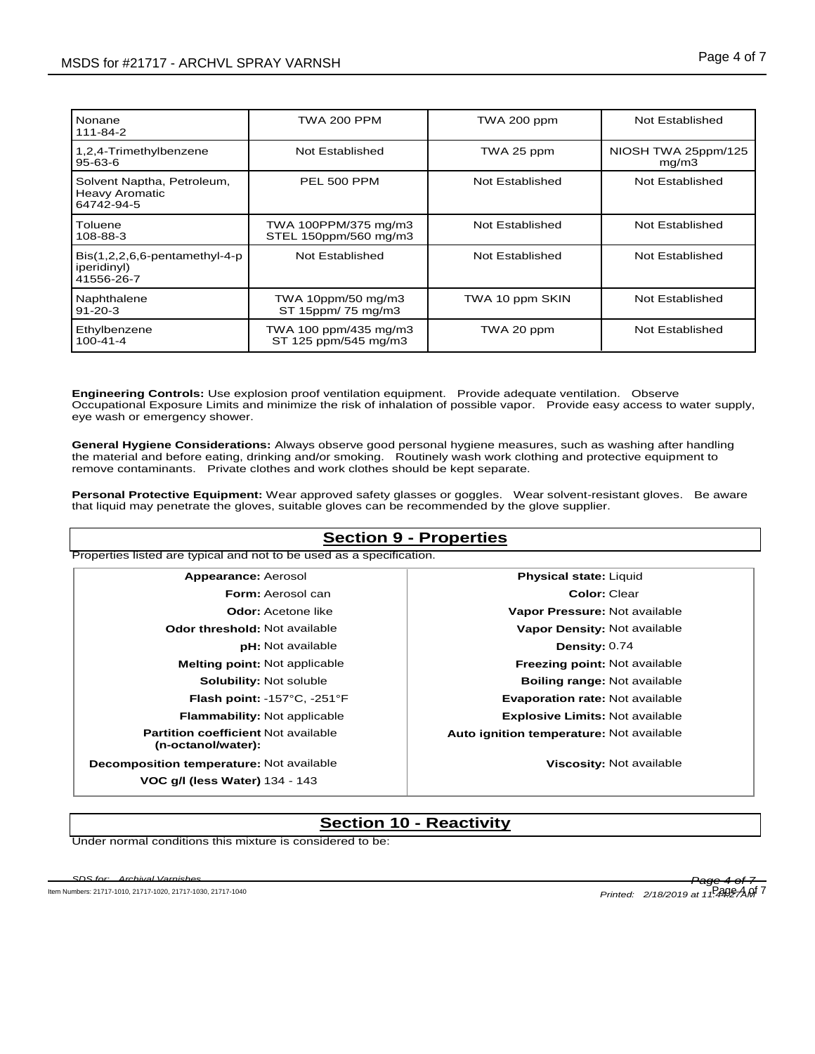| | | | |
|---|---|---|---|
| Nonane<br>111-84-2 | TWA 200 PPM | TWA 200 ppm | Not Established |
| 1,2,4-Trimethylbenzene<br>95-63-6 | Not Established | TWA 25 ppm | NIOSH TWA 25ppm/125 mg/m3 |
| Solvent Naptha, Petroleum, Heavy Aromatic<br>64742-94-5 | PEL 500 PPM | Not Established | Not Established |
| Toluene<br>108-88-3 | TWA 100PPM/375 mg/m3<br>STEL 150ppm/560 mg/m3 | Not Established | Not Established |
| Bis(1,2,2,6,6-pentamethyl-4-piperidinyl)<br>41556-26-7 | Not Established | Not Established | Not Established |
| Naphthalene<br>91-20-3 | TWA 10ppm/50 mg/m3<br>ST 15ppm/ 75 mg/m3 | TWA 10 ppm SKIN | Not Established |
| Ethylbenzene<br>100-41-4 | TWA 100 ppm/435 mg/m3<br>ST 125 ppm/545 mg/m3 | TWA 20 ppm | Not Established |

**Engineering Controls:** Use explosion proof ventilation equipment. Provide adequate ventilation. Observe Occupational Exposure Limits and minimize the risk of inhalation of possible vapor. Provide easy access to water supply, eye wash or emergency shower.

**General Hygiene Considerations:** Always observe good personal hygiene measures, such as washing after handling the material and before eating, drinking and/or smoking. Routinely wash work clothing and protective equipment to remove contaminants. Private clothes and work clothes should be kept separate.

**Personal Protective Equipment:** Wear approved safety glasses or goggles. Wear solvent-resistant gloves. Be aware that liquid may penetrate the gloves, suitable gloves can be recommended by the glove supplier.

## Section 9 - Properties

Properties listed are typical and not to be used as a specification.

| | |
|---|---|
| **Appearance:** Aerosol | **Physical state:** Liquid |
| **Form:** Aerosol can | **Color:** Clear |
| **Odor:** Acetone like | **Vapor Pressure:** Not available |
| **Odor threshold:** Not available | **Vapor Density:** Not available |
| **pH:** Not available | **Density:** 0.74 |
| **Melting point:** Not applicable | **Freezing point:** Not available |
| **Solubility:** Not soluble | **Boiling range:** Not available |
| **Flash point:** -157°C, -251°F | **Evaporation rate:** Not available |
| **Flammability:** Not applicable | **Explosive Limits:** Not available |
| **Partition coefficient (n-octanol/water):** Not available | **Auto ignition temperature:** Not available |
| **Decomposition temperature:** Not available | **Viscosity:** Not available |
| **VOC g/l (less Water)** 134 - 143 | |

## Section 10 - Reactivity

Under normal conditions this mixture is considered to be: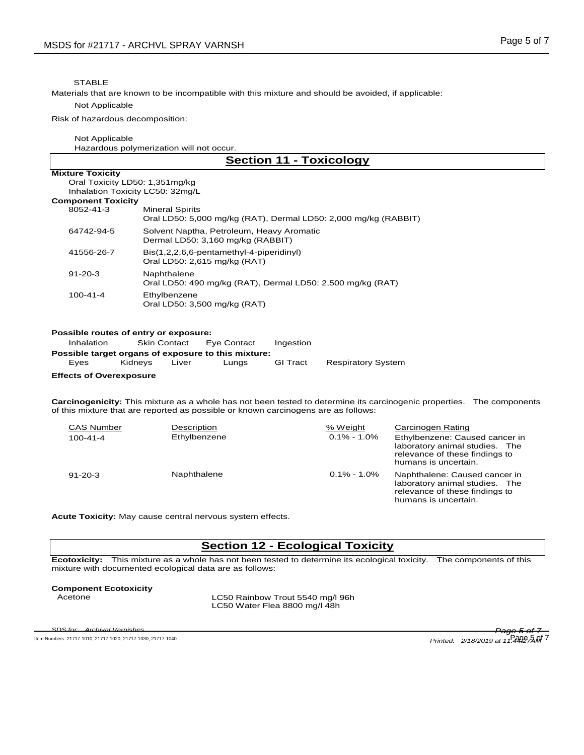STABLE

Materials that are known to be incompatible with this mixture and should be avoided, if applicable:

Not Applicable

Risk of hazardous decomposition:

Not Applicable

Hazardous polymerization will not occur.

## Section 11 - Toxicology

**Mixture Toxicity**

Oral Toxicity LD50: 1,351mg/kg

Inhalation Toxicity LC50: 32mg/L

**Component Toxicity**

| | |
|---|---|
| 8052-41-3 | Mineral Spirits<br>Oral LD50: 5,000 mg/kg (RAT), Dermal LD50: 2,000 mg/kg (RABBIT) |
| 64742-94-5 | Solvent Naptha, Petroleum, Heavy Aromatic<br>Dermal LD50: 3,160 mg/kg (RABBIT) |
| 41556-26-7 | Bis(1,2,2,6,6-pentamethyl-4-piperidinyl)<br>Oral LD50: 2,615 mg/kg (RAT) |
| 91-20-3 | Naphthalene<br>Oral LD50: 490 mg/kg (RAT), Dermal LD50: 2,500 mg/kg (RAT) |
| 100-41-4 | Ethylbenzene<br>Oral LD50: 3,500 mg/kg (RAT) |

**Possible routes of entry or exposure:**

Inhalation Skin Contact Eye Contact Ingestion

**Possible target organs of exposure to this mixture:**

Eyes Kidneys Liver Lungs GI Tract Respiratory System

**Effects of Overexposure**

**Carcinogenicity:** This mixture as a whole has not been tested to determine its carcinogenic properties. The components of this mixture that are reported as possible or known carcinogens are as follows:

| CAS Number | Description | % Weight | Carcinogen Rating |
|---|---|---|---|
| 100-41-4 | Ethylbenzene | 0.1% - 1.0% | Ethylbenzene: Caused cancer in laboratory animal studies. The relevance of these findings to humans is uncertain. |
| 91-20-3 | Naphthalene | 0.1% - 1.0% | Naphthalene: Caused cancer in laboratory animal studies. The relevance of these findings to humans is uncertain. |

**Acute Toxicity:** May cause central nervous system effects.

## Section 12 - Ecological Toxicity

**Ecotoxicity:** This mixture as a whole has not been tested to determine its ecological toxicity. The components of this mixture with documented ecological data are as follows:

**Component Ecotoxicity**

| | |
|---|---|
| Acetone | LC50 Rainbow Trout 5540 mg/l 96h<br>LC50 Water Flea 8800 mg/l 48h |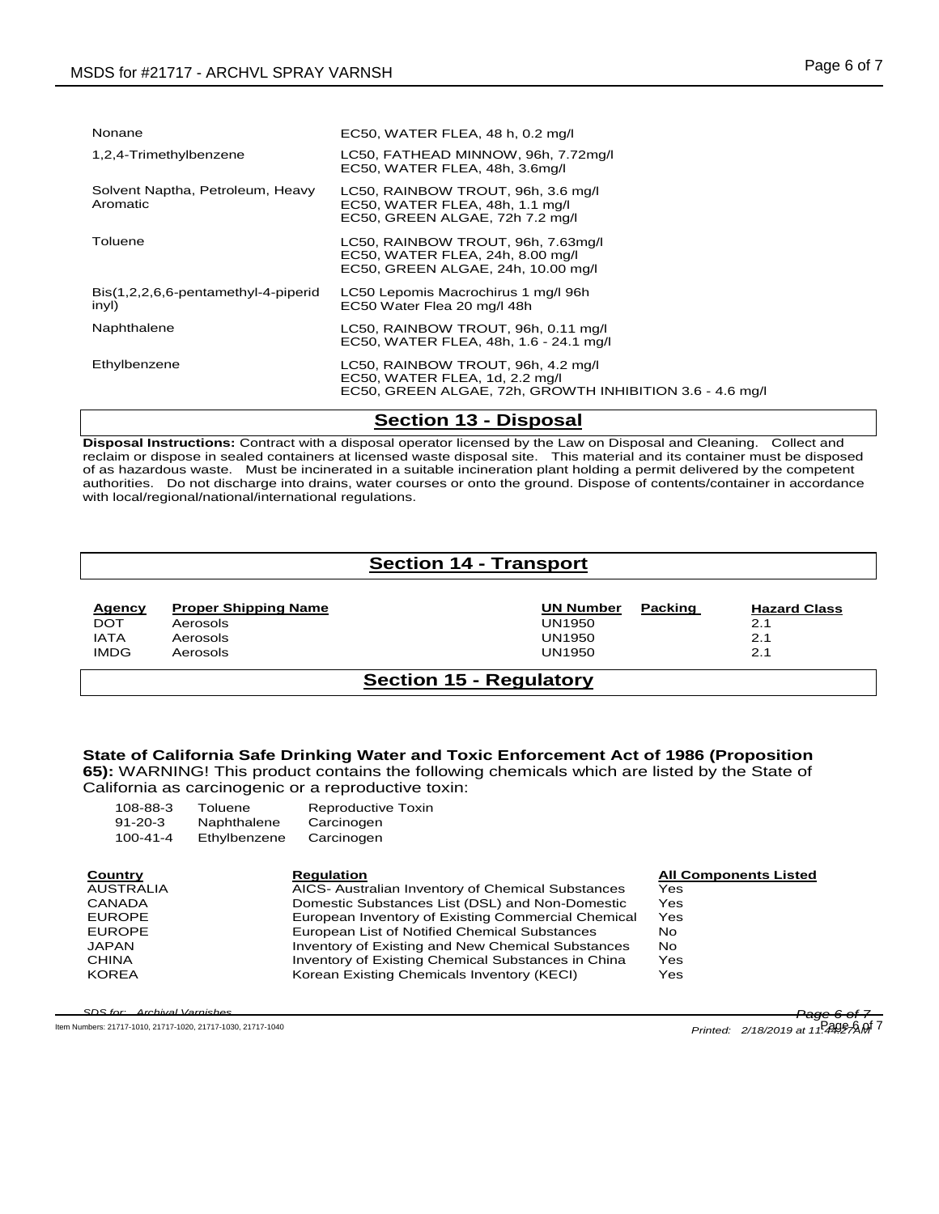| | |
|---|---|
| Nonane | EC50, WATER FLEA, 48 h, 0.2 mg/l |
| 1,2,4-Trimethylbenzene | LC50, FATHEAD MINNOW, 96h, 7.72mg/l<br>EC50, WATER FLEA, 48h, 3.6mg/l |
| Solvent Naptha, Petroleum, Heavy Aromatic | LC50, RAINBOW TROUT, 96h, 3.6 mg/l<br>EC50, WATER FLEA, 48h, 1.1 mg/l<br>EC50, GREEN ALGAE, 72h 7.2 mg/l |
| Toluene | LC50, RAINBOW TROUT, 96h, 7.63mg/l<br>EC50, WATER FLEA, 24h, 8.00 mg/l<br>EC50, GREEN ALGAE, 24h, 10.00 mg/l |
| Bis(1,2,2,6,6-pentamethyl-4-piperidinyl) | LC50 Lepomis Macrochirus 1 mg/l 96h<br>EC50 Water Flea 20 mg/l 48h |
| Naphthalene | LC50, RAINBOW TROUT, 96h, 0.11 mg/l<br>EC50, WATER FLEA, 48h, 1.6 - 24.1 mg/l |
| Ethylbenzene | LC50, RAINBOW TROUT, 96h, 4.2 mg/l<br>EC50, WATER FLEA, 1d, 2.2 mg/l<br>EC50, GREEN ALGAE, 72h, GROWTH INHIBITION 3.6 - 4.6 mg/l |

## Section 13 - Disposal

**Disposal Instructions:** Contract with a disposal operator licensed by the Law on Disposal and Cleaning. Collect and reclaim or dispose in sealed containers at licensed waste disposal site. This material and its container must be disposed of as hazardous waste. Must be incinerated in a suitable incineration plant holding a permit delivered by the competent authorities. Do not discharge into drains, water courses or onto the ground. Dispose of contents/container in accordance with local/regional/national/international regulations.

## Section 14 - Transport

| Agency | Proper Shipping Name | UN Number | Packing | Hazard Class |
|---|---|---|---|---|
| DOT | Aerosols | UN1950 | | 2.1 |
| IATA | Aerosols | UN1950 | | 2.1 |
| IMDG | Aerosols | UN1950 | | 2.1 |

## Section 15 - Regulatory

**State of California Safe Drinking Water and Toxic Enforcement Act of 1986 (Proposition 65):** WARNING! This product contains the following chemicals which are listed by the State of California as carcinogenic or a reproductive toxin:

| | | |
|---|---|---|
| 108-88-3 | Toluene | Reproductive Toxin |
| 91-20-3 | Naphthalene | Carcinogen |
| 100-41-4 | Ethylbenzene | Carcinogen |

| Country | Regulation | All Components Listed |
|---|---|---|
| AUSTRALIA | AICS- Australian Inventory of Chemical Substances | Yes |
| CANADA | Domestic Substances List (DSL) and Non-Domestic | Yes |
| EUROPE | European Inventory of Existing Commercial Chemical | Yes |
| EUROPE | European List of Notified Chemical Substances | No |
| JAPAN | Inventory of Existing and New Chemical Substances | No |
| CHINA | Inventory of Existing Chemical Substances in China | Yes |
| KOREA | Korean Existing Chemicals Inventory (KECI) | Yes |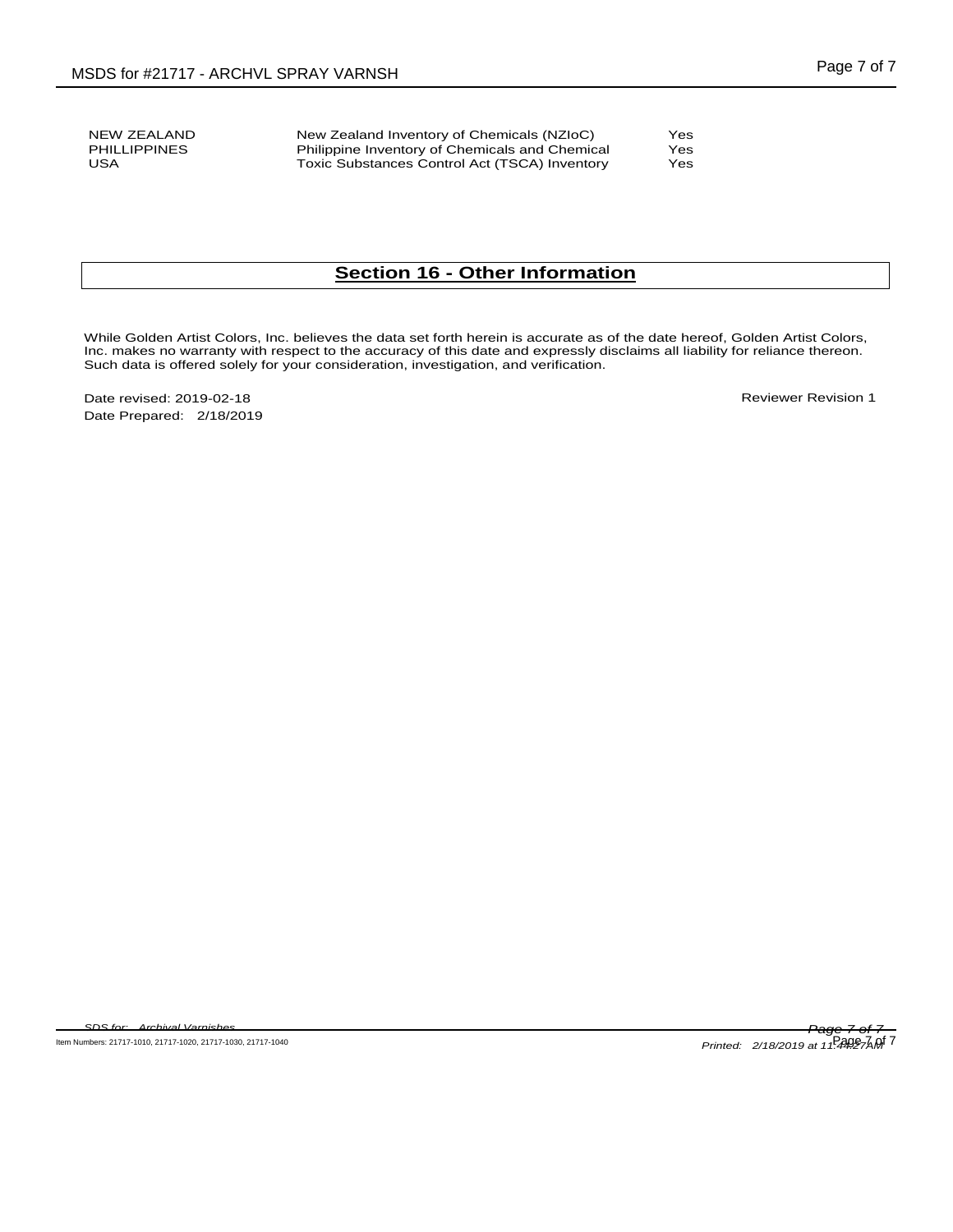| | | |
|---|---|---|
| NEW ZEALAND | New Zealand Inventory of Chemicals (NZIoC) | Yes |
| PHILLIPPINES | Philippine Inventory of Chemicals and Chemical | Yes |
| USA | Toxic Substances Control Act (TSCA) Inventory | Yes |

## Section 16 - Other Information

While Golden Artist Colors, Inc. believes the data set forth herein is accurate as of the date hereof, Golden Artist Colors, Inc. makes no warranty with respect to the accuracy of this date and expressly disclaims all liability for reliance thereon. Such data is offered solely for your consideration, investigation, and verification.

Date revised: 2019-02-18

Reviewer Revision 1

Date Prepared: 2/18/2019